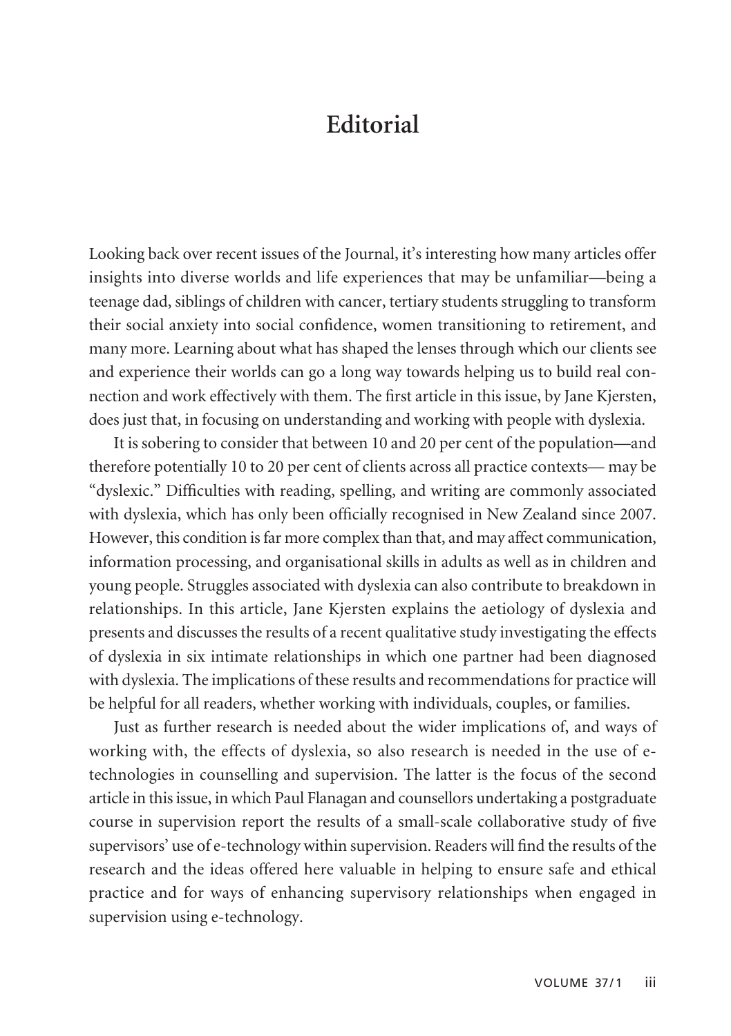# Editorial

Looking back over recent issues of the Journal, it's interesting how many articles offer insights into diverse worlds and life experiences that may be unfamiliar—being a teenage dad, siblings of children with cancer, tertiary students struggling to transform their social anxiety into social confidence, women transitioning to retirement, and many more. Learning about what has shaped the lenses through which our clients see and experience their worlds can go a long way towards helping us to build real connection and work effectively with them. The first article in this issue, by Jane Kjersten, does just that, in focusing on understanding and working with people with dyslexia.

It is sobering to consider that between 10 and 20 per cent of the population—and therefore potentially 10 to 20 per cent of clients across all practice contexts— may be "dyslexic." Difficulties with reading, spelling, and writing are commonly associated with dyslexia, which has only been officially recognised in New Zealand since 2007. However, this condition is far more complex than that, and may affect communication, information processing, and organisational skills in adults as well as in children and young people. Struggles associated with dyslexia can also contribute to breakdown in relationships. In this article, Jane Kjersten explains the aetiology of dyslexia and presents and discusses the results of a recent qualitative study investigating the effects of dyslexia in six intimate relationships in which one partner had been diagnosed with dyslexia. The implications of these results and recommendations for practice will be helpful for all readers, whether working with individuals, couples, or families.

Just as further research is needed about the wider implications of, and ways of working with, the effects of dyslexia, so also research is needed in the use of e-technologies in counselling and supervision. The latter is the focus of the second article in this issue, in which Paul Flanagan and counsellors undertaking a postgraduate course in supervision report the results of a small-scale collaborative study of five supervisors' use of e-technology within supervision. Readers will find the results of the research and the ideas offered here valuable in helping to ensure safe and ethical practice and for ways of enhancing supervisory relationships when engaged in supervision using e-technology.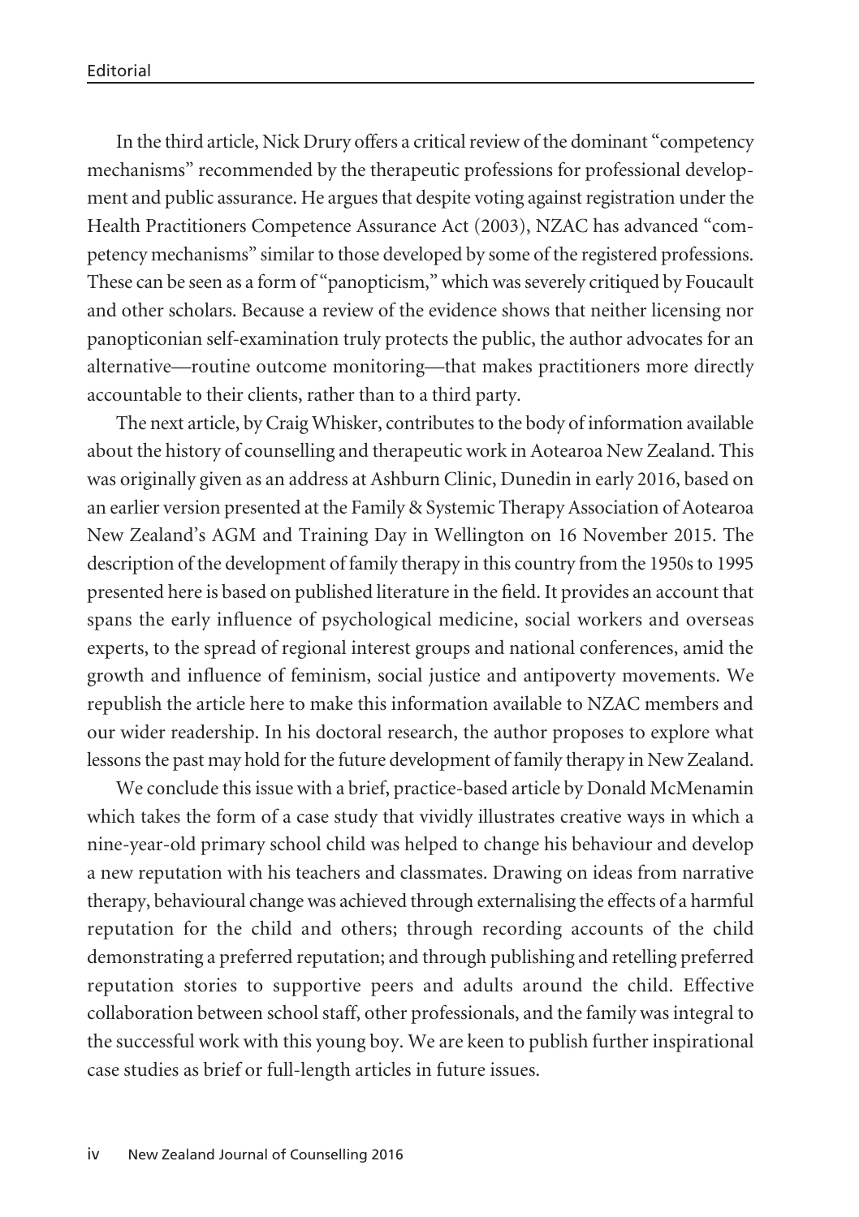In the third article, Nick Drury offers a critical review of the dominant "competency mechanisms" recommended by the therapeutic professions for professional development and public assurance. He argues that despite voting against registration under the Health Practitioners Competence Assurance Act (2003), NZAC has advanced "competency mechanisms" similar to those developed by some of the registered professions. These can be seen as a form of "panopticism," which was severely critiqued by Foucault and other scholars. Because a review of the evidence shows that neither licensing nor panopticonian self-examination truly protects the public, the author advocates for an alternative—routine outcome monitoring—that makes practitioners more directly accountable to their clients, rather than to a third party.

The next article, by Craig Whisker, contributes to the body of information available about the history of counselling and therapeutic work in Aotearoa New Zealand. This was originally given as an address at Ashburn Clinic, Dunedin in early 2016, based on an earlier version presented at the Family & Systemic Therapy Association of Aotearoa New Zealand's AGM and Training Day in Wellington on 16 November 2015. The description of the development of family therapy in this country from the 1950s to 1995 presented here is based on published literature in the field. It provides an account that spans the early influence of psychological medicine, social workers and overseas experts, to the spread of regional interest groups and national conferences, amid the growth and influence of feminism, social justice and antipoverty movements. We republish the article here to make this information available to NZAC members and our wider readership. In his doctoral research, the author proposes to explore what lessons the past may hold for the future development of family therapy in New Zealand.

We conclude this issue with a brief, practice-based article by Donald McMenamin which takes the form of a case study that vividly illustrates creative ways in which a nine-year-old primary school child was helped to change his behaviour and develop a new reputation with his teachers and classmates. Drawing on ideas from narrative therapy, behavioural change was achieved through externalising the effects of a harmful reputation for the child and others; through recording accounts of the child demonstrating a preferred reputation; and through publishing and retelling preferred reputation stories to supportive peers and adults around the child. Effective collaboration between school staff, other professionals, and the family was integral to the successful work with this young boy. We are keen to publish further inspirational case studies as brief or full-length articles in future issues.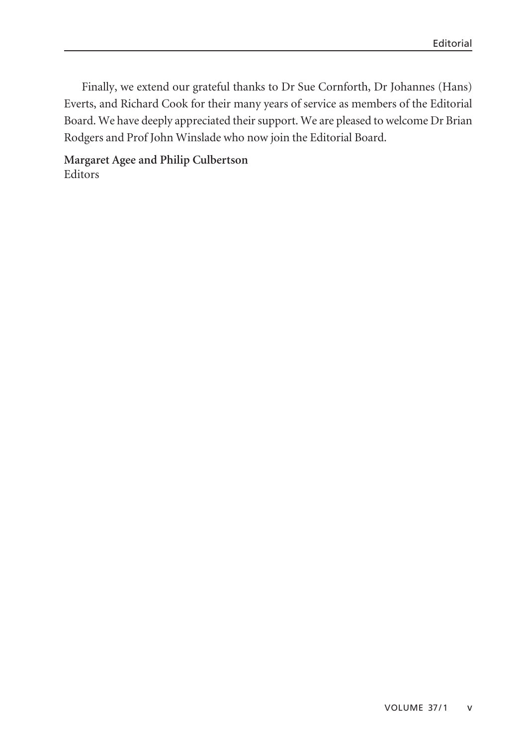Finally, we extend our grateful thanks to Dr Sue Cornforth, Dr Johannes (Hans) Everts, and Richard Cook for their many years of service as members of the Editorial Board. We have deeply appreciated their support. We are pleased to welcome Dr Brian Rodgers and Prof John Winslade who now join the Editorial Board.

**Margaret Agee and Philip Culbertson**
Editors